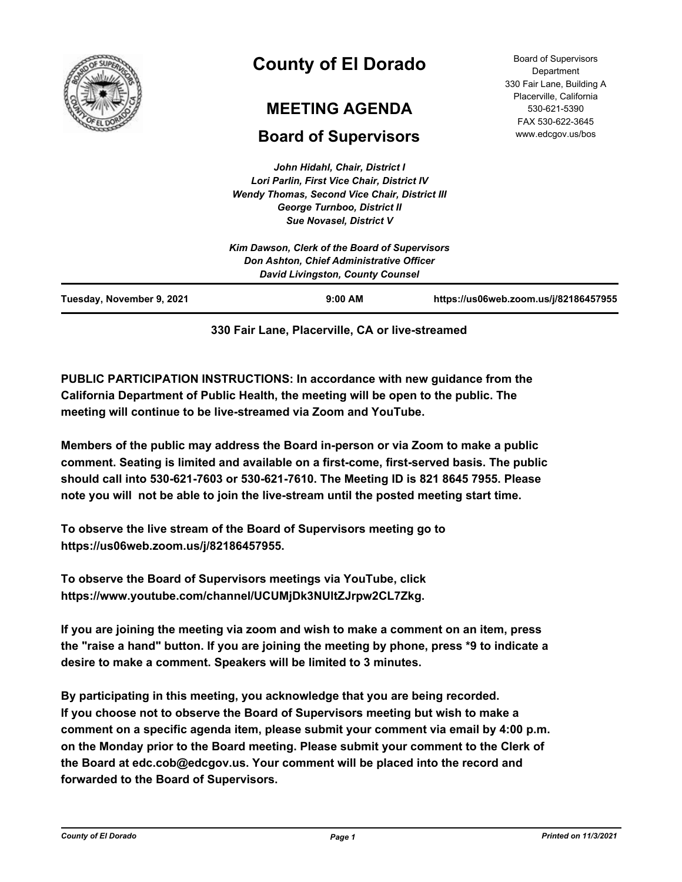# County of El Dorado

## MEETING AGENDA

## Board of Supervisors

Board of Supervisors Department
330 Fair Lane, Building A
Placerville, California
530-621-5390
FAX 530-622-3645
www.edcgov.us/bos

***John Hidahl, Chair, District I***
***Lori Parlin, First Vice Chair, District IV***
***Wendy Thomas, Second Vice Chair, District III***
***George Turnboo, District II***
***Sue Novasel, District V***

***Kim Dawson, Clerk of the Board of Supervisors***
***Don Ashton, Chief Administrative Officer***
***David Livingston, County Counsel***

**Tuesday, November 9, 2021** **9:00 AM** **https://us06web.zoom.us/j/82186457955**

**330 Fair Lane, Placerville, CA or live-streamed**

**PUBLIC PARTICIPATION INSTRUCTIONS: In accordance with new guidance from the California Department of Public Health, the meeting will be open to the public. The meeting will continue to be live-streamed via Zoom and YouTube.**

**Members of the public may address the Board in-person or via Zoom to make a public comment. Seating is limited and available on a first-come, first-served basis. The public should call into 530-621-7603 or 530-621-7610. The Meeting ID is 821 8645 7955. Please note you will not be able to join the live-stream until the posted meeting start time.**

**To observe the live stream of the Board of Supervisors meeting go to https://us06web.zoom.us/j/82186457955.**

**To observe the Board of Supervisors meetings via YouTube, click https://www.youtube.com/channel/UCUMjDk3NUltZJrpw2CL7Zkg.**

**If you are joining the meeting via zoom and wish to make a comment on an item, press the "raise a hand" button. If you are joining the meeting by phone, press *9 to indicate a desire to make a comment. Speakers will be limited to 3 minutes.**

**By participating in this meeting, you acknowledge that you are being recorded. If you choose not to observe the Board of Supervisors meeting but wish to make a comment on a specific agenda item, please submit your comment via email by 4:00 p.m. on the Monday prior to the Board meeting. Please submit your comment to the Clerk of the Board at edc.cob@edcgov.us. Your comment will be placed into the record and forwarded to the Board of Supervisors.**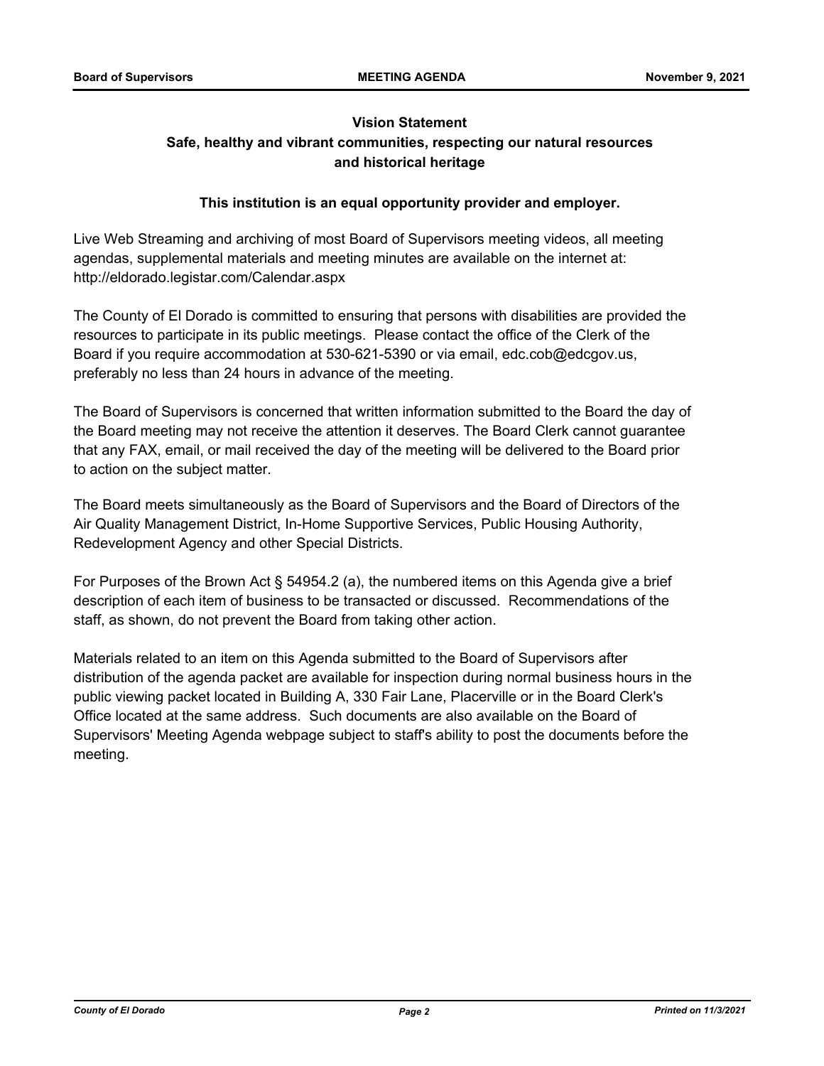**Vision Statement**

**Safe, healthy and vibrant communities, respecting our natural resources and historical heritage**

**This institution is an equal opportunity provider and employer.**

Live Web Streaming and archiving of most Board of Supervisors meeting videos, all meeting agendas, supplemental materials and meeting minutes are available on the internet at: http://eldorado.legistar.com/Calendar.aspx

The County of El Dorado is committed to ensuring that persons with disabilities are provided the resources to participate in its public meetings. Please contact the office of the Clerk of the Board if you require accommodation at 530-621-5390 or via email, edc.cob@edcgov.us, preferably no less than 24 hours in advance of the meeting.

The Board of Supervisors is concerned that written information submitted to the Board the day of the Board meeting may not receive the attention it deserves. The Board Clerk cannot guarantee that any FAX, email, or mail received the day of the meeting will be delivered to the Board prior to action on the subject matter.

The Board meets simultaneously as the Board of Supervisors and the Board of Directors of the Air Quality Management District, In-Home Supportive Services, Public Housing Authority, Redevelopment Agency and other Special Districts.

For Purposes of the Brown Act § 54954.2 (a), the numbered items on this Agenda give a brief description of each item of business to be transacted or discussed. Recommendations of the staff, as shown, do not prevent the Board from taking other action.

Materials related to an item on this Agenda submitted to the Board of Supervisors after distribution of the agenda packet are available for inspection during normal business hours in the public viewing packet located in Building A, 330 Fair Lane, Placerville or in the Board Clerk's Office located at the same address. Such documents are also available on the Board of Supervisors' Meeting Agenda webpage subject to staff's ability to post the documents before the meeting.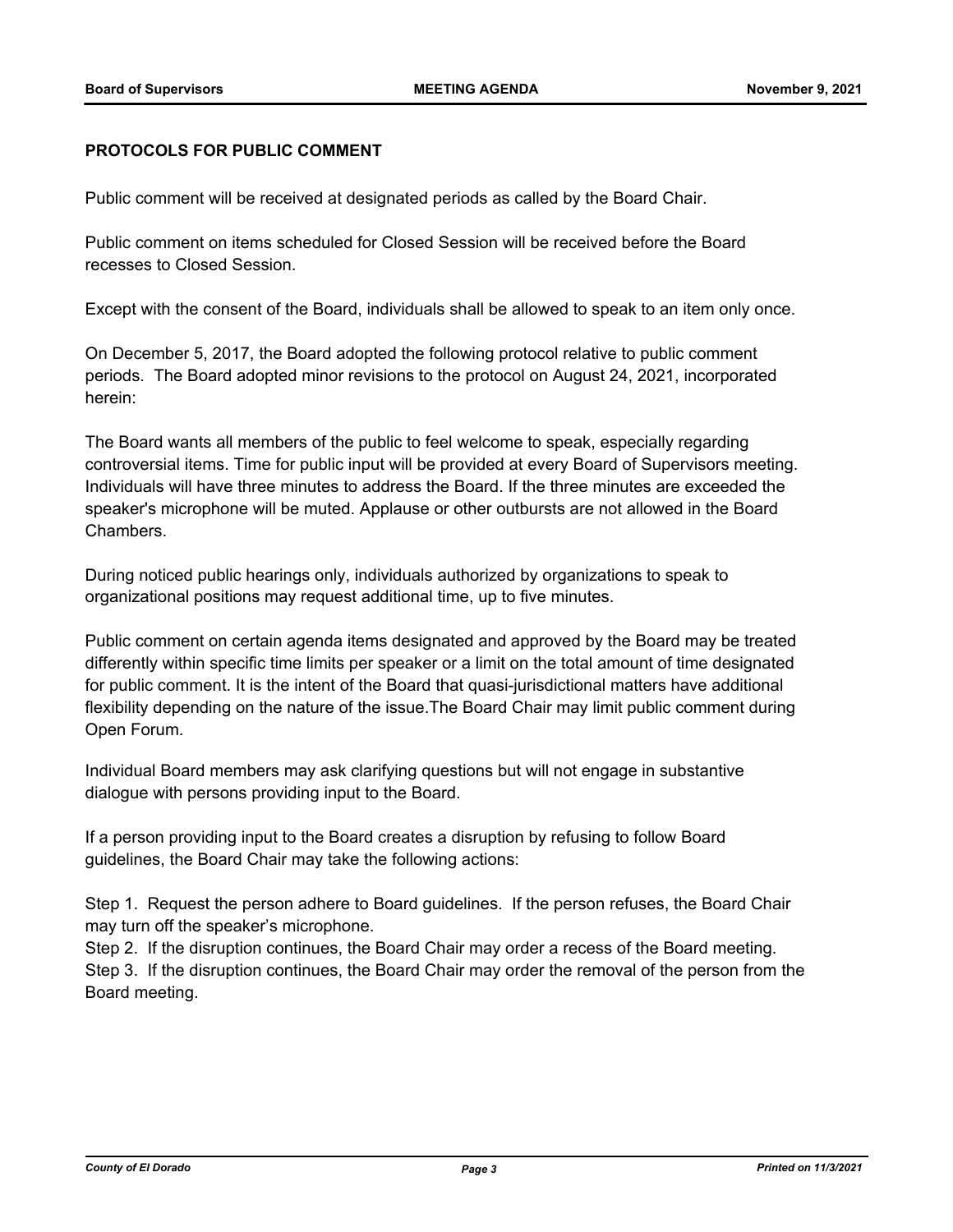**PROTOCOLS FOR PUBLIC COMMENT**

Public comment will be received at designated periods as called by the Board Chair.

Public comment on items scheduled for Closed Session will be received before the Board recesses to Closed Session.

Except with the consent of the Board, individuals shall be allowed to speak to an item only once.

On December 5, 2017, the Board adopted the following protocol relative to public comment periods. The Board adopted minor revisions to the protocol on August 24, 2021, incorporated herein:

The Board wants all members of the public to feel welcome to speak, especially regarding controversial items. Time for public input will be provided at every Board of Supervisors meeting. Individuals will have three minutes to address the Board. If the three minutes are exceeded the speaker's microphone will be muted. Applause or other outbursts are not allowed in the Board Chambers.

During noticed public hearings only, individuals authorized by organizations to speak to organizational positions may request additional time, up to five minutes.

Public comment on certain agenda items designated and approved by the Board may be treated differently within specific time limits per speaker or a limit on the total amount of time designated for public comment. It is the intent of the Board that quasi-jurisdictional matters have additional flexibility depending on the nature of the issue.The Board Chair may limit public comment during Open Forum.

Individual Board members may ask clarifying questions but will not engage in substantive dialogue with persons providing input to the Board.

If a person providing input to the Board creates a disruption by refusing to follow Board guidelines, the Board Chair may take the following actions:

Step 1. Request the person adhere to Board guidelines. If the person refuses, the Board Chair may turn off the speaker's microphone.
Step 2. If the disruption continues, the Board Chair may order a recess of the Board meeting.
Step 3. If the disruption continues, the Board Chair may order the removal of the person from the Board meeting.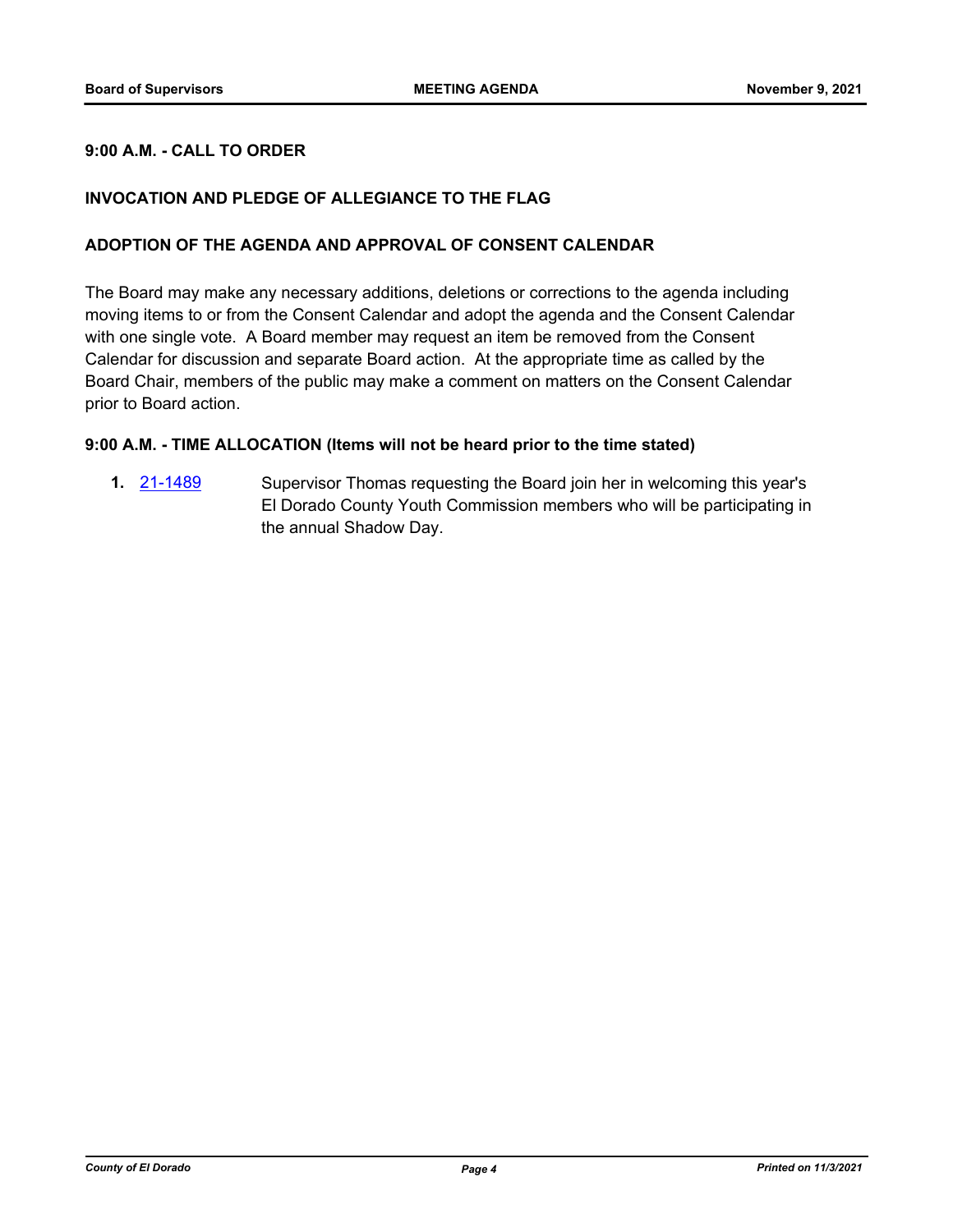**9:00 A.M. - CALL TO ORDER**

**INVOCATION AND PLEDGE OF ALLEGIANCE TO THE FLAG**

**ADOPTION OF THE AGENDA AND APPROVAL OF CONSENT CALENDAR**

The Board may make any necessary additions, deletions or corrections to the agenda including moving items to or from the Consent Calendar and adopt the agenda and the Consent Calendar with one single vote. A Board member may request an item be removed from the Consent Calendar for discussion and separate Board action. At the appropriate time as called by the Board Chair, members of the public may make a comment on matters on the Consent Calendar prior to Board action.

**9:00 A.M. - TIME ALLOCATION (Items will not be heard prior to the time stated)**

**1.** 21-1489 Supervisor Thomas requesting the Board join her in welcoming this year's El Dorado County Youth Commission members who will be participating in the annual Shadow Day.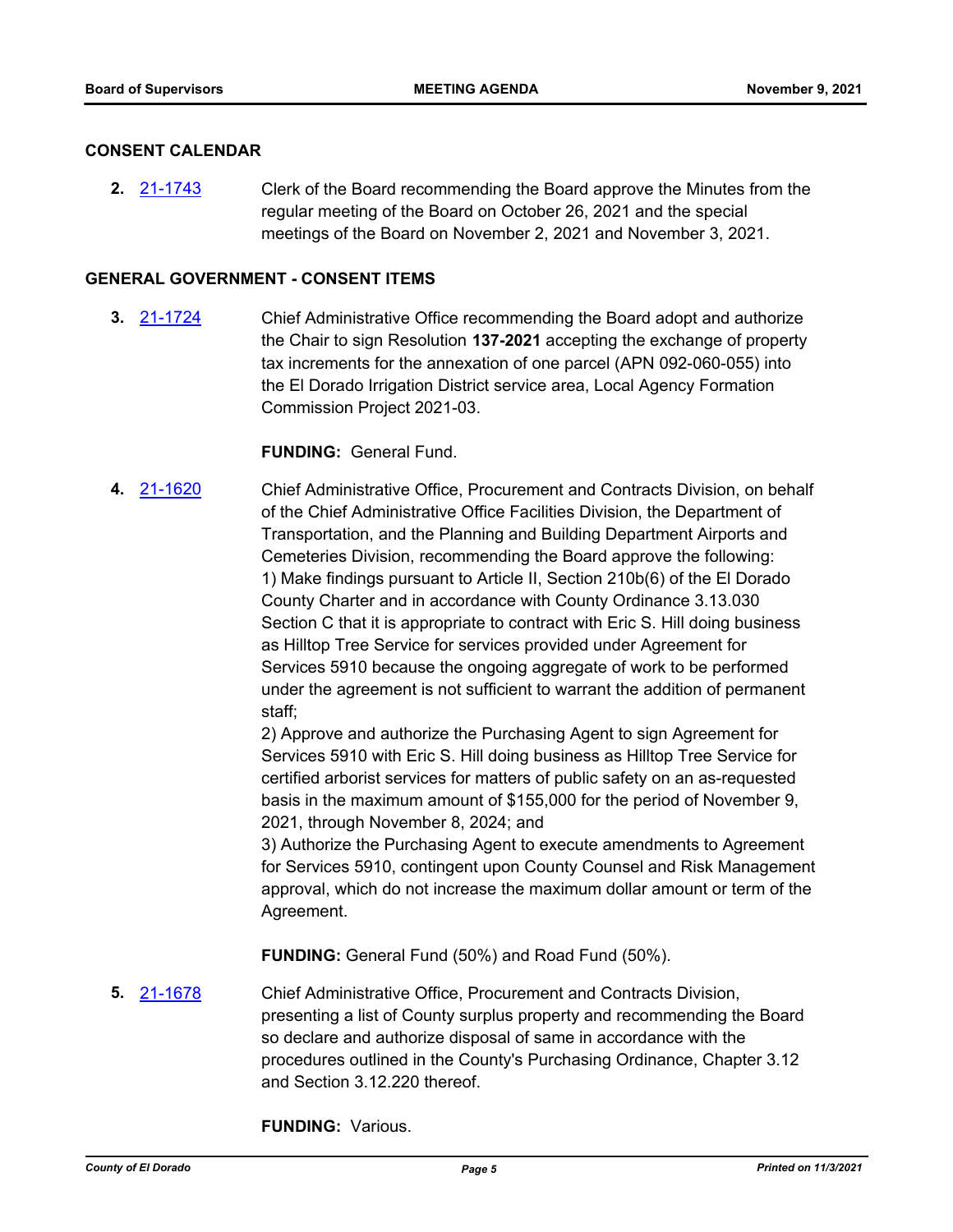## CONSENT CALENDAR

**2.** 21-1743 Clerk of the Board recommending the Board approve the Minutes from the regular meeting of the Board on October 26, 2021 and the special meetings of the Board on November 2, 2021 and November 3, 2021.

## GENERAL GOVERNMENT - CONSENT ITEMS

**3.** 21-1724 Chief Administrative Office recommending the Board adopt and authorize the Chair to sign Resolution **137-2021** accepting the exchange of property tax increments for the annexation of one parcel (APN 092-060-055) into the El Dorado Irrigation District service area, Local Agency Formation Commission Project 2021-03.

**FUNDING:** General Fund.

**4.** 21-1620 Chief Administrative Office, Procurement and Contracts Division, on behalf of the Chief Administrative Office Facilities Division, the Department of Transportation, and the Planning and Building Department Airports and Cemeteries Division, recommending the Board approve the following:
1) Make findings pursuant to Article II, Section 210b(6) of the El Dorado County Charter and in accordance with County Ordinance 3.13.030 Section C that it is appropriate to contract with Eric S. Hill doing business as Hilltop Tree Service for services provided under Agreement for Services 5910 because the ongoing aggregate of work to be performed under the agreement is not sufficient to warrant the addition of permanent staff;
2) Approve and authorize the Purchasing Agent to sign Agreement for Services 5910 with Eric S. Hill doing business as Hilltop Tree Service for certified arborist services for matters of public safety on an as-requested basis in the maximum amount of $155,000 for the period of November 9, 2021, through November 8, 2024; and
3) Authorize the Purchasing Agent to execute amendments to Agreement for Services 5910, contingent upon County Counsel and Risk Management approval, which do not increase the maximum dollar amount or term of the Agreement.

**FUNDING:** General Fund (50%) and Road Fund (50%).

**5.** 21-1678 Chief Administrative Office, Procurement and Contracts Division, presenting a list of County surplus property and recommending the Board so declare and authorize disposal of same in accordance with the procedures outlined in the County's Purchasing Ordinance, Chapter 3.12 and Section 3.12.220 thereof.

**FUNDING:** Various.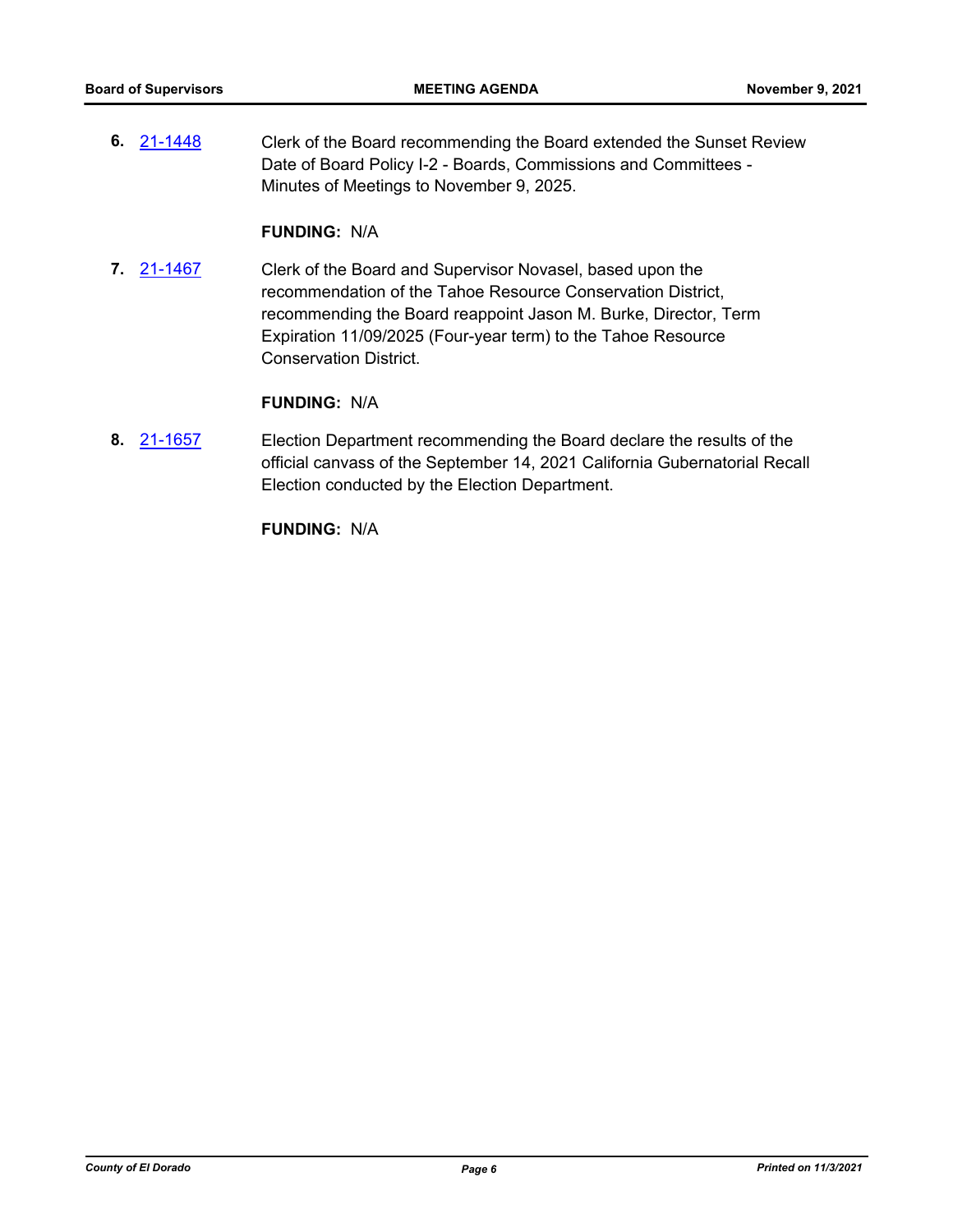6. [21-1448] Clerk of the Board recommending the Board extended the Sunset Review Date of Board Policy I-2 - Boards, Commissions and Committees - Minutes of Meetings to November 9, 2025.

**FUNDING:** N/A

7. [21-1467] Clerk of the Board and Supervisor Novasel, based upon the recommendation of the Tahoe Resource Conservation District, recommending the Board reappoint Jason M. Burke, Director, Term Expiration 11/09/2025 (Four-year term) to the Tahoe Resource Conservation District.

**FUNDING:** N/A

8. [21-1657] Election Department recommending the Board declare the results of the official canvass of the September 14, 2021 California Gubernatorial Recall Election conducted by the Election Department.

**FUNDING:** N/A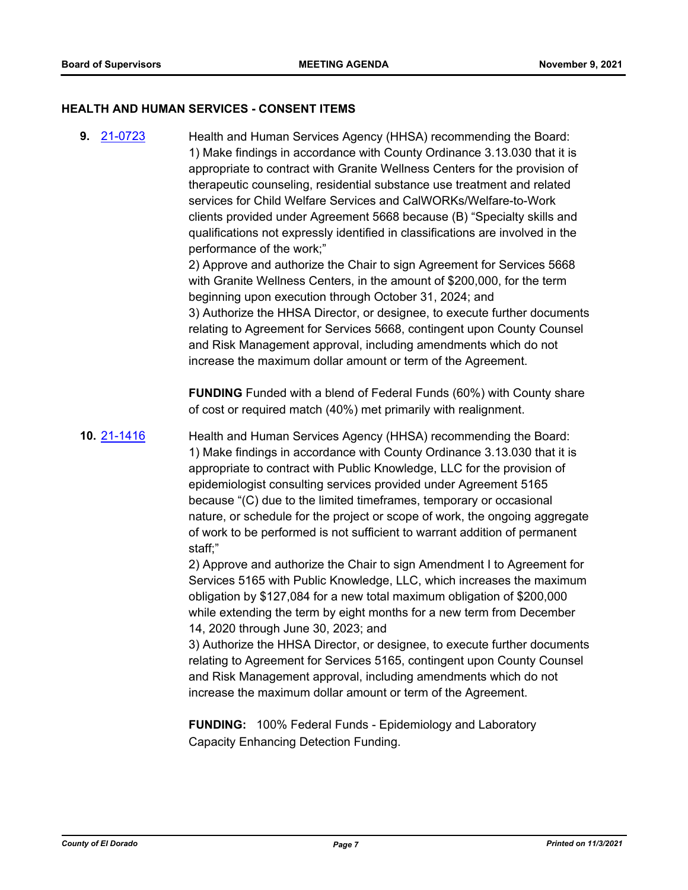## HEALTH AND HUMAN SERVICES - CONSENT ITEMS

**9.** [21-0723](21-0723)

Health and Human Services Agency (HHSA) recommending the Board:
1) Make findings in accordance with County Ordinance 3.13.030 that it is appropriate to contract with Granite Wellness Centers for the provision of therapeutic counseling, residential substance use treatment and related services for Child Welfare Services and CalWORKs/Welfare-to-Work clients provided under Agreement 5668 because (B) "Specialty skills and qualifications not expressly identified in classifications are involved in the performance of the work;"
2) Approve and authorize the Chair to sign Agreement for Services 5668 with Granite Wellness Centers, in the amount of $200,000, for the term beginning upon execution through October 31, 2024; and
3) Authorize the HHSA Director, or designee, to execute further documents relating to Agreement for Services 5668, contingent upon County Counsel and Risk Management approval, including amendments which do not increase the maximum dollar amount or term of the Agreement.

**FUNDING** Funded with a blend of Federal Funds (60%) with County share of cost or required match (40%) met primarily with realignment.

**10.** [21-1416](21-1416)

Health and Human Services Agency (HHSA) recommending the Board:
1) Make findings in accordance with County Ordinance 3.13.030 that it is appropriate to contract with Public Knowledge, LLC for the provision of epidemiologist consulting services provided under Agreement 5165 because "(C) due to the limited timeframes, temporary or occasional nature, or schedule for the project or scope of work, the ongoing aggregate of work to be performed is not sufficient to warrant addition of permanent staff;"
2) Approve and authorize the Chair to sign Amendment I to Agreement for Services 5165 with Public Knowledge, LLC, which increases the maximum obligation by $127,084 for a new total maximum obligation of $200,000 while extending the term by eight months for a new term from December 14, 2020 through June 30, 2023; and
3) Authorize the HHSA Director, or designee, to execute further documents relating to Agreement for Services 5165, contingent upon County Counsel and Risk Management approval, including amendments which do not increase the maximum dollar amount or term of the Agreement.

**FUNDING:** 100% Federal Funds - Epidemiology and Laboratory Capacity Enhancing Detection Funding.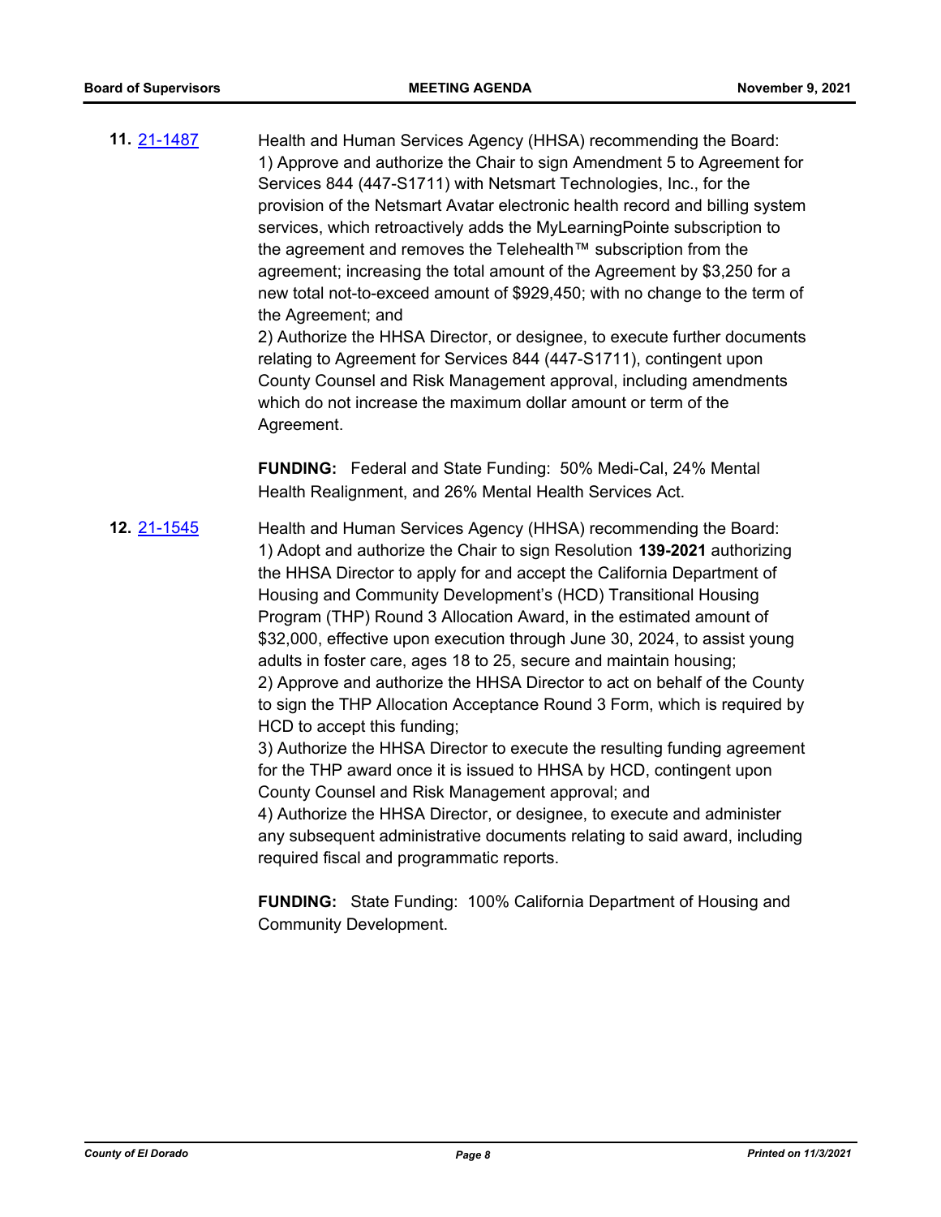**11.** 21-1487

Health and Human Services Agency (HHSA) recommending the Board:
1) Approve and authorize the Chair to sign Amendment 5 to Agreement for Services 844 (447-S1711) with Netsmart Technologies, Inc., for the provision of the Netsmart Avatar electronic health record and billing system services, which retroactively adds the MyLearningPointe subscription to the agreement and removes the Telehealth™ subscription from the agreement; increasing the total amount of the Agreement by $3,250 for a new total not-to-exceed amount of $929,450; with no change to the term of the Agreement; and
2) Authorize the HHSA Director, or designee, to execute further documents relating to Agreement for Services 844 (447-S1711), contingent upon County Counsel and Risk Management approval, including amendments which do not increase the maximum dollar amount or term of the Agreement.

**FUNDING:** Federal and State Funding: 50% Medi-Cal, 24% Mental Health Realignment, and 26% Mental Health Services Act.

**12.** 21-1545

Health and Human Services Agency (HHSA) recommending the Board:
1) Adopt and authorize the Chair to sign Resolution **139-2021** authorizing the HHSA Director to apply for and accept the California Department of Housing and Community Development's (HCD) Transitional Housing Program (THP) Round 3 Allocation Award, in the estimated amount of $32,000, effective upon execution through June 30, 2024, to assist young adults in foster care, ages 18 to 25, secure and maintain housing;
2) Approve and authorize the HHSA Director to act on behalf of the County to sign the THP Allocation Acceptance Round 3 Form, which is required by HCD to accept this funding;
3) Authorize the HHSA Director to execute the resulting funding agreement for the THP award once it is issued to HHSA by HCD, contingent upon County Counsel and Risk Management approval; and
4) Authorize the HHSA Director, or designee, to execute and administer any subsequent administrative documents relating to said award, including required fiscal and programmatic reports.

**FUNDING:** State Funding: 100% California Department of Housing and Community Development.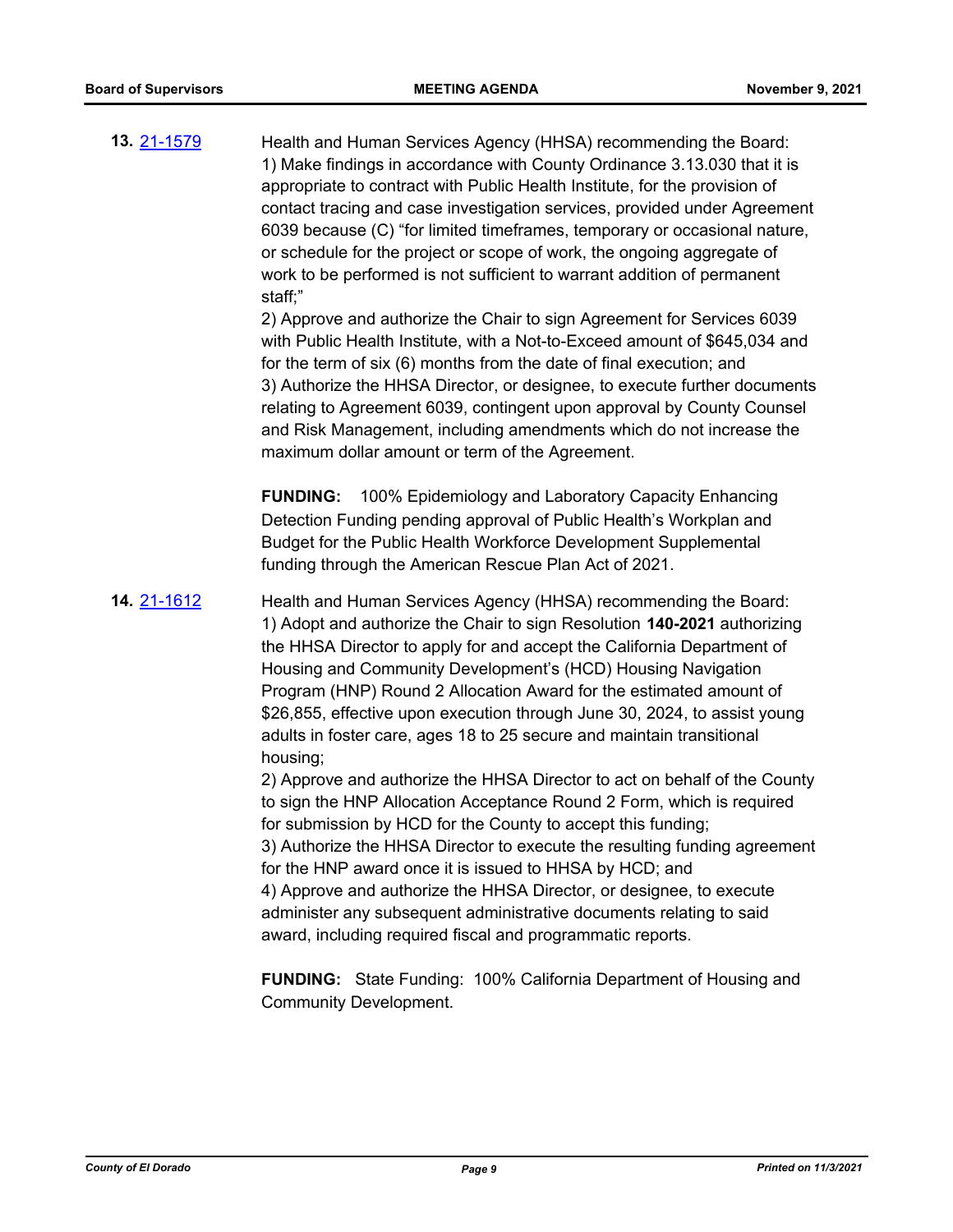**13.** [21-1579](21-1579)

Health and Human Services Agency (HHSA) recommending the Board:
1) Make findings in accordance with County Ordinance 3.13.030 that it is appropriate to contract with Public Health Institute, for the provision of contact tracing and case investigation services, provided under Agreement 6039 because (C) "for limited timeframes, temporary or occasional nature, or schedule for the project or scope of work, the ongoing aggregate of work to be performed is not sufficient to warrant addition of permanent staff;"
2) Approve and authorize the Chair to sign Agreement for Services 6039 with Public Health Institute, with a Not-to-Exceed amount of $645,034 and for the term of six (6) months from the date of final execution; and
3) Authorize the HHSA Director, or designee, to execute further documents relating to Agreement 6039, contingent upon approval by County Counsel and Risk Management, including amendments which do not increase the maximum dollar amount or term of the Agreement.

**FUNDING:** 100% Epidemiology and Laboratory Capacity Enhancing Detection Funding pending approval of Public Health's Workplan and Budget for the Public Health Workforce Development Supplemental funding through the American Rescue Plan Act of 2021.

**14.** [21-1612](21-1612)

Health and Human Services Agency (HHSA) recommending the Board:
1) Adopt and authorize the Chair to sign Resolution **140-2021** authorizing the HHSA Director to apply for and accept the California Department of Housing and Community Development's (HCD) Housing Navigation Program (HNP) Round 2 Allocation Award for the estimated amount of $26,855, effective upon execution through June 30, 2024, to assist young adults in foster care, ages 18 to 25 secure and maintain transitional housing;
2) Approve and authorize the HHSA Director to act on behalf of the County to sign the HNP Allocation Acceptance Round 2 Form, which is required for submission by HCD for the County to accept this funding;
3) Authorize the HHSA Director to execute the resulting funding agreement for the HNP award once it is issued to HHSA by HCD; and
4) Approve and authorize the HHSA Director, or designee, to execute administer any subsequent administrative documents relating to said award, including required fiscal and programmatic reports.

**FUNDING:** State Funding: 100% California Department of Housing and Community Development.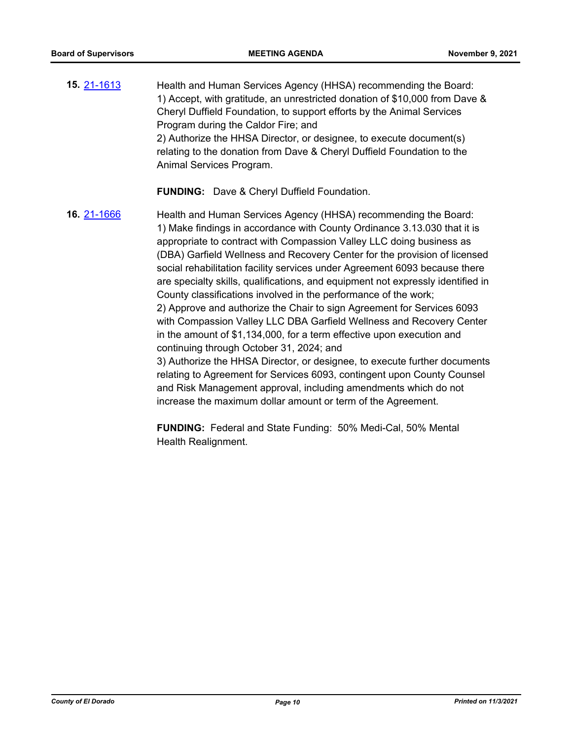**15.** [21-1613](21-1613)

Health and Human Services Agency (HHSA) recommending the Board:
1) Accept, with gratitude, an unrestricted donation of $10,000 from Dave & Cheryl Duffield Foundation, to support efforts by the Animal Services Program during the Caldor Fire; and
2) Authorize the HHSA Director, or designee, to execute document(s) relating to the donation from Dave & Cheryl Duffield Foundation to the Animal Services Program.

**FUNDING:** Dave & Cheryl Duffield Foundation.

**16.** [21-1666](21-1666)

Health and Human Services Agency (HHSA) recommending the Board:
1) Make findings in accordance with County Ordinance 3.13.030 that it is appropriate to contract with Compassion Valley LLC doing business as (DBA) Garfield Wellness and Recovery Center for the provision of licensed social rehabilitation facility services under Agreement 6093 because there are specialty skills, qualifications, and equipment not expressly identified in County classifications involved in the performance of the work;
2) Approve and authorize the Chair to sign Agreement for Services 6093 with Compassion Valley LLC DBA Garfield Wellness and Recovery Center in the amount of $1,134,000, for a term effective upon execution and continuing through October 31, 2024; and
3) Authorize the HHSA Director, or designee, to execute further documents relating to Agreement for Services 6093, contingent upon County Counsel and Risk Management approval, including amendments which do not increase the maximum dollar amount or term of the Agreement.

**FUNDING:** Federal and State Funding: 50% Medi-Cal, 50% Mental Health Realignment.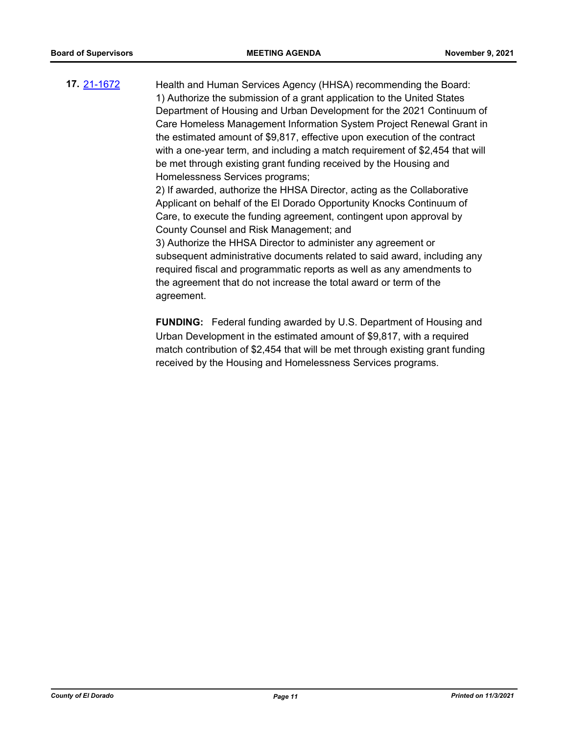**17.** [21-1672](21-1672)

Health and Human Services Agency (HHSA) recommending the Board:
1) Authorize the submission of a grant application to the United States Department of Housing and Urban Development for the 2021 Continuum of Care Homeless Management Information System Project Renewal Grant in the estimated amount of $9,817, effective upon execution of the contract with a one-year term, and including a match requirement of $2,454 that will be met through existing grant funding received by the Housing and Homelessness Services programs;
2) If awarded, authorize the HHSA Director, acting as the Collaborative Applicant on behalf of the El Dorado Opportunity Knocks Continuum of Care, to execute the funding agreement, contingent upon approval by County Counsel and Risk Management; and
3) Authorize the HHSA Director to administer any agreement or subsequent administrative documents related to said award, including any required fiscal and programmatic reports as well as any amendments to the agreement that do not increase the total award or term of the agreement.

**FUNDING:** Federal funding awarded by U.S. Department of Housing and Urban Development in the estimated amount of $9,817, with a required match contribution of $2,454 that will be met through existing grant funding received by the Housing and Homelessness Services programs.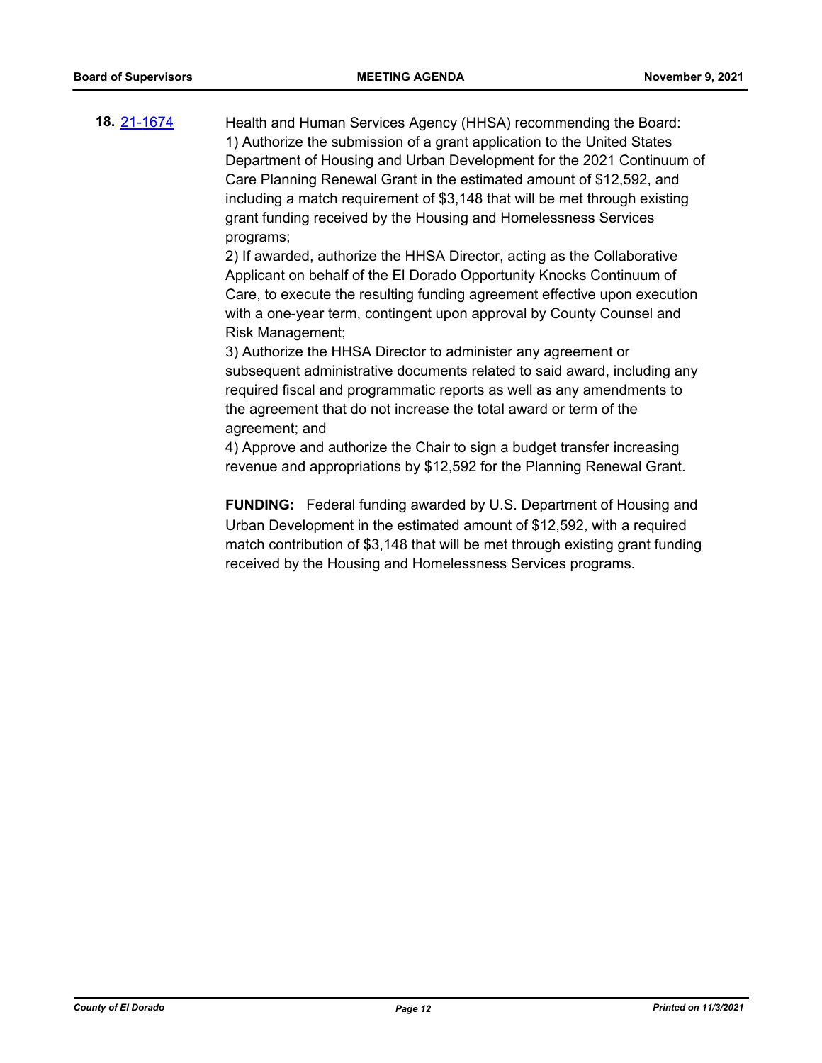**18.** [21-1674](21-1674)

Health and Human Services Agency (HHSA) recommending the Board:
1) Authorize the submission of a grant application to the United States Department of Housing and Urban Development for the 2021 Continuum of Care Planning Renewal Grant in the estimated amount of $12,592, and including a match requirement of $3,148 that will be met through existing grant funding received by the Housing and Homelessness Services programs;
2) If awarded, authorize the HHSA Director, acting as the Collaborative Applicant on behalf of the El Dorado Opportunity Knocks Continuum of Care, to execute the resulting funding agreement effective upon execution with a one-year term, contingent upon approval by County Counsel and Risk Management;
3) Authorize the HHSA Director to administer any agreement or subsequent administrative documents related to said award, including any required fiscal and programmatic reports as well as any amendments to the agreement that do not increase the total award or term of the agreement; and
4) Approve and authorize the Chair to sign a budget transfer increasing revenue and appropriations by $12,592 for the Planning Renewal Grant.

**FUNDING:** Federal funding awarded by U.S. Department of Housing and Urban Development in the estimated amount of $12,592, with a required match contribution of $3,148 that will be met through existing grant funding received by the Housing and Homelessness Services programs.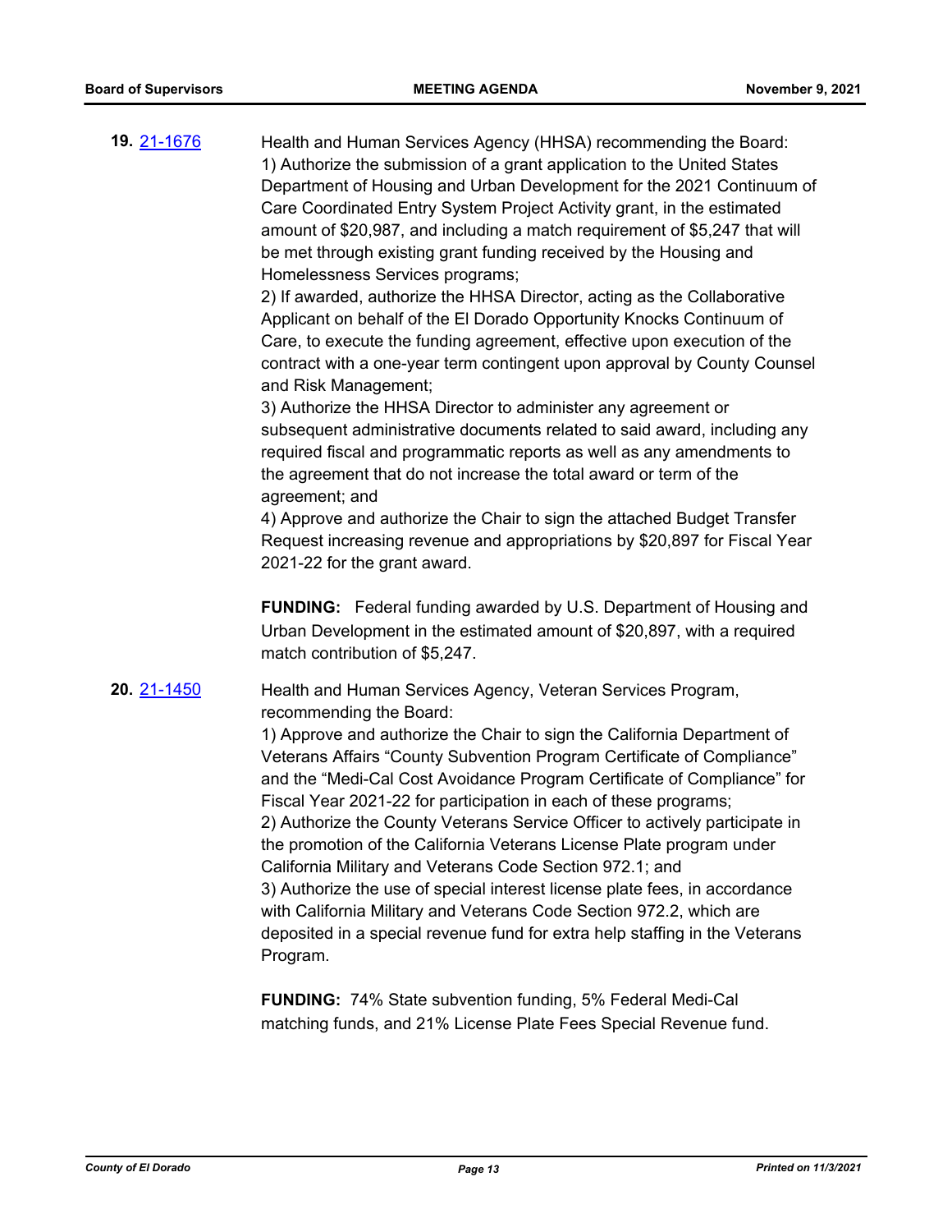**19.** [21-1676](#)

Health and Human Services Agency (HHSA) recommending the Board:
1) Authorize the submission of a grant application to the United States Department of Housing and Urban Development for the 2021 Continuum of Care Coordinated Entry System Project Activity grant, in the estimated amount of $20,987, and including a match requirement of $5,247 that will be met through existing grant funding received by the Housing and Homelessness Services programs;
2) If awarded, authorize the HHSA Director, acting as the Collaborative Applicant on behalf of the El Dorado Opportunity Knocks Continuum of Care, to execute the funding agreement, effective upon execution of the contract with a one-year term contingent upon approval by County Counsel and Risk Management;
3) Authorize the HHSA Director to administer any agreement or subsequent administrative documents related to said award, including any required fiscal and programmatic reports as well as any amendments to the agreement that do not increase the total award or term of the agreement; and
4) Approve and authorize the Chair to sign the attached Budget Transfer Request increasing revenue and appropriations by $20,897 for Fiscal Year 2021-22 for the grant award.

**FUNDING:** Federal funding awarded by U.S. Department of Housing and Urban Development in the estimated amount of $20,897, with a required match contribution of $5,247.

**20.** [21-1450](#)

Health and Human Services Agency, Veteran Services Program, recommending the Board:
1) Approve and authorize the Chair to sign the California Department of Veterans Affairs "County Subvention Program Certificate of Compliance" and the "Medi-Cal Cost Avoidance Program Certificate of Compliance" for Fiscal Year 2021-22 for participation in each of these programs;
2) Authorize the County Veterans Service Officer to actively participate in the promotion of the California Veterans License Plate program under California Military and Veterans Code Section 972.1; and
3) Authorize the use of special interest license plate fees, in accordance with California Military and Veterans Code Section 972.2, which are deposited in a special revenue fund for extra help staffing in the Veterans Program.

**FUNDING:** 74% State subvention funding, 5% Federal Medi-Cal matching funds, and 21% License Plate Fees Special Revenue fund.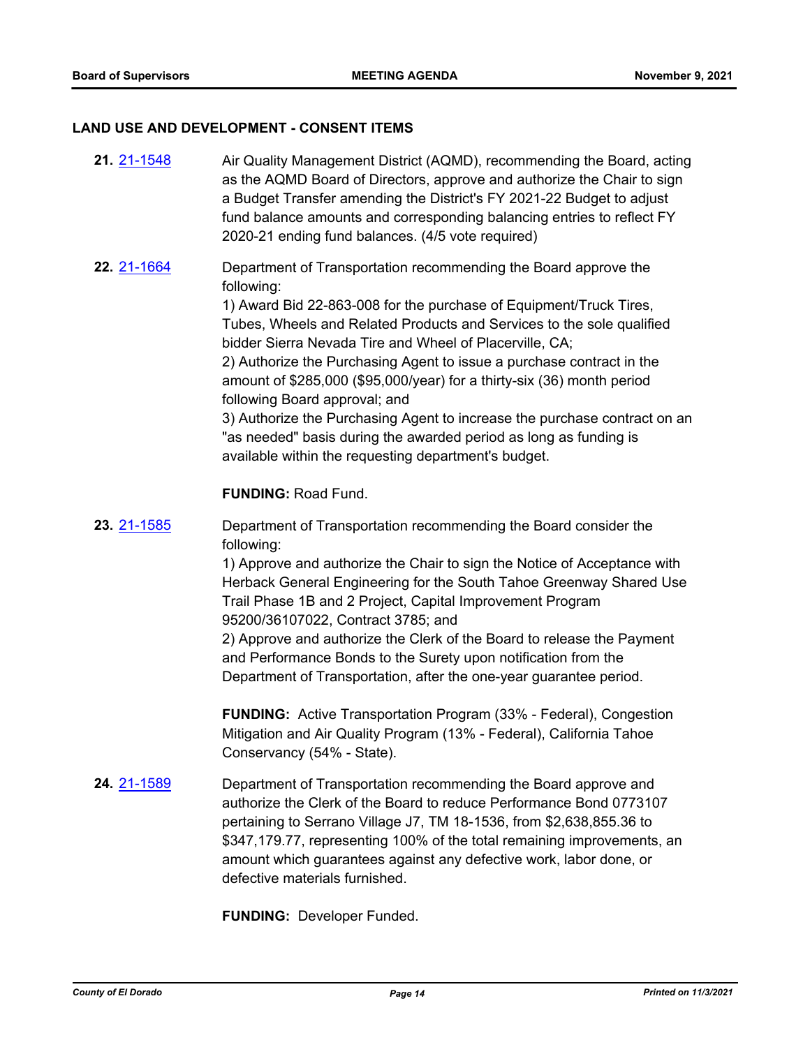## LAND USE AND DEVELOPMENT - CONSENT ITEMS

**21.** 21-1548

Air Quality Management District (AQMD), recommending the Board, acting as the AQMD Board of Directors, approve and authorize the Chair to sign a Budget Transfer amending the District's FY 2021-22 Budget to adjust fund balance amounts and corresponding balancing entries to reflect FY 2020-21 ending fund balances. (4/5 vote required)

**22.** 21-1664

Department of Transportation recommending the Board approve the following:
1) Award Bid 22-863-008 for the purchase of Equipment/Truck Tires, Tubes, Wheels and Related Products and Services to the sole qualified bidder Sierra Nevada Tire and Wheel of Placerville, CA;
2) Authorize the Purchasing Agent to issue a purchase contract in the amount of $285,000 ($95,000/year) for a thirty-six (36) month period following Board approval; and
3) Authorize the Purchasing Agent to increase the purchase contract on an "as needed" basis during the awarded period as long as funding is available within the requesting department's budget.

**FUNDING:** Road Fund.

**23.** 21-1585

Department of Transportation recommending the Board consider the following:
1) Approve and authorize the Chair to sign the Notice of Acceptance with Herback General Engineering for the South Tahoe Greenway Shared Use Trail Phase 1B and 2 Project, Capital Improvement Program 95200/36107022, Contract 3785; and
2) Approve and authorize the Clerk of the Board to release the Payment and Performance Bonds to the Surety upon notification from the Department of Transportation, after the one-year guarantee period.

**FUNDING:** Active Transportation Program (33% - Federal), Congestion Mitigation and Air Quality Program (13% - Federal), California Tahoe Conservancy (54% - State).

**24.** 21-1589

Department of Transportation recommending the Board approve and authorize the Clerk of the Board to reduce Performance Bond 0773107 pertaining to Serrano Village J7, TM 18-1536, from $2,638,855.36 to $347,179.77, representing 100% of the total remaining improvements, an amount which guarantees against any defective work, labor done, or defective materials furnished.

**FUNDING:** Developer Funded.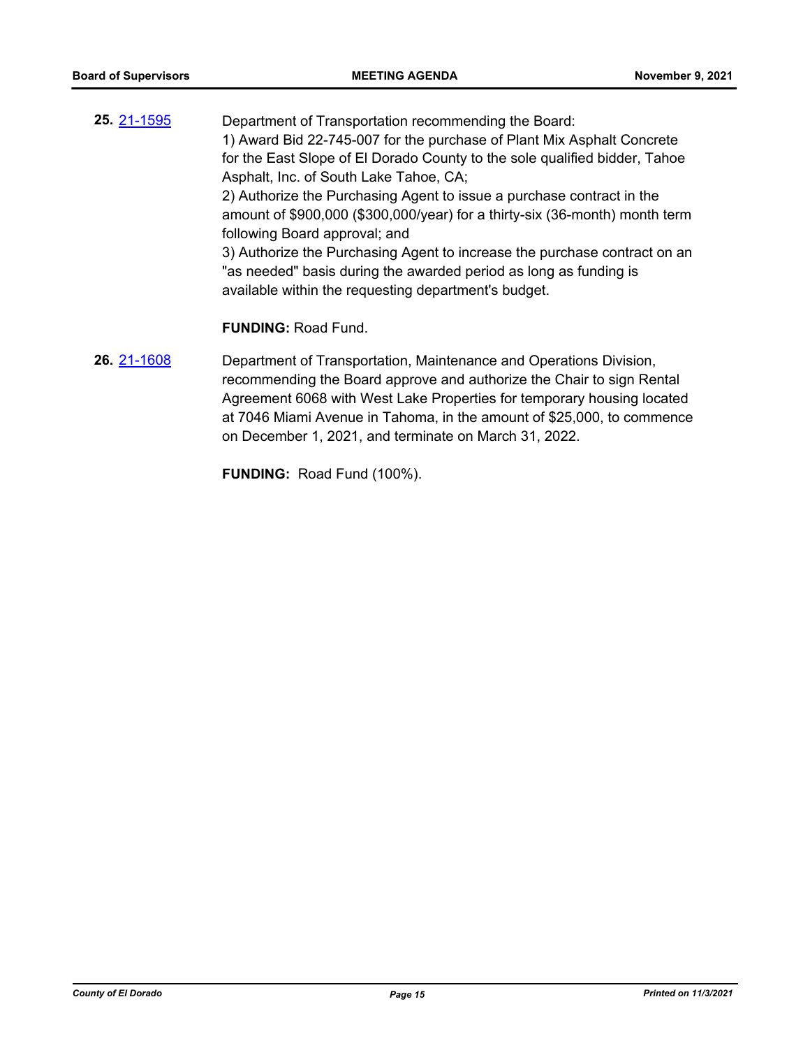**25.** 21-1595

Department of Transportation recommending the Board:
1) Award Bid 22-745-007 for the purchase of Plant Mix Asphalt Concrete for the East Slope of El Dorado County to the sole qualified bidder, Tahoe Asphalt, Inc. of South Lake Tahoe, CA;
2) Authorize the Purchasing Agent to issue a purchase contract in the amount of $900,000 ($300,000/year) for a thirty-six (36-month) month term following Board approval; and
3) Authorize the Purchasing Agent to increase the purchase contract on an "as needed" basis during the awarded period as long as funding is available within the requesting department's budget.

**FUNDING:** Road Fund.

**26.** 21-1608

Department of Transportation, Maintenance and Operations Division, recommending the Board approve and authorize the Chair to sign Rental Agreement 6068 with West Lake Properties for temporary housing located at 7046 Miami Avenue in Tahoma, in the amount of $25,000, to commence on December 1, 2021, and terminate on March 31, 2022.

**FUNDING:** Road Fund (100%).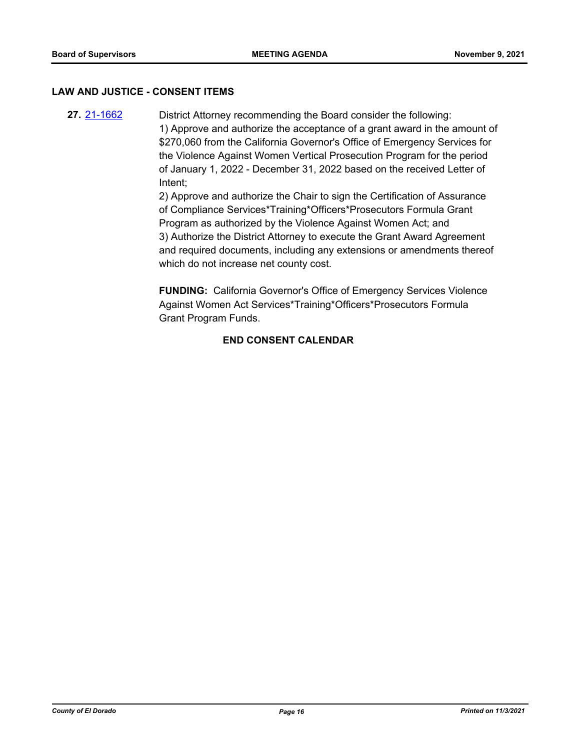## LAW AND JUSTICE - CONSENT ITEMS

**27.** [21-1662](21-1662) District Attorney recommending the Board consider the following:

1) Approve and authorize the acceptance of a grant award in the amount of $270,060 from the California Governor's Office of Emergency Services for the Violence Against Women Vertical Prosecution Program for the period of January 1, 2022 - December 31, 2022 based on the received Letter of Intent;

2) Approve and authorize the Chair to sign the Certification of Assurance of Compliance Services*Training*Officers*Prosecutors Formula Grant Program as authorized by the Violence Against Women Act; and

3) Authorize the District Attorney to execute the Grant Award Agreement and required documents, including any extensions or amendments thereof which do not increase net county cost.

**FUNDING:** California Governor's Office of Emergency Services Violence Against Women Act Services*Training*Officers*Prosecutors Formula Grant Program Funds.

**END CONSENT CALENDAR**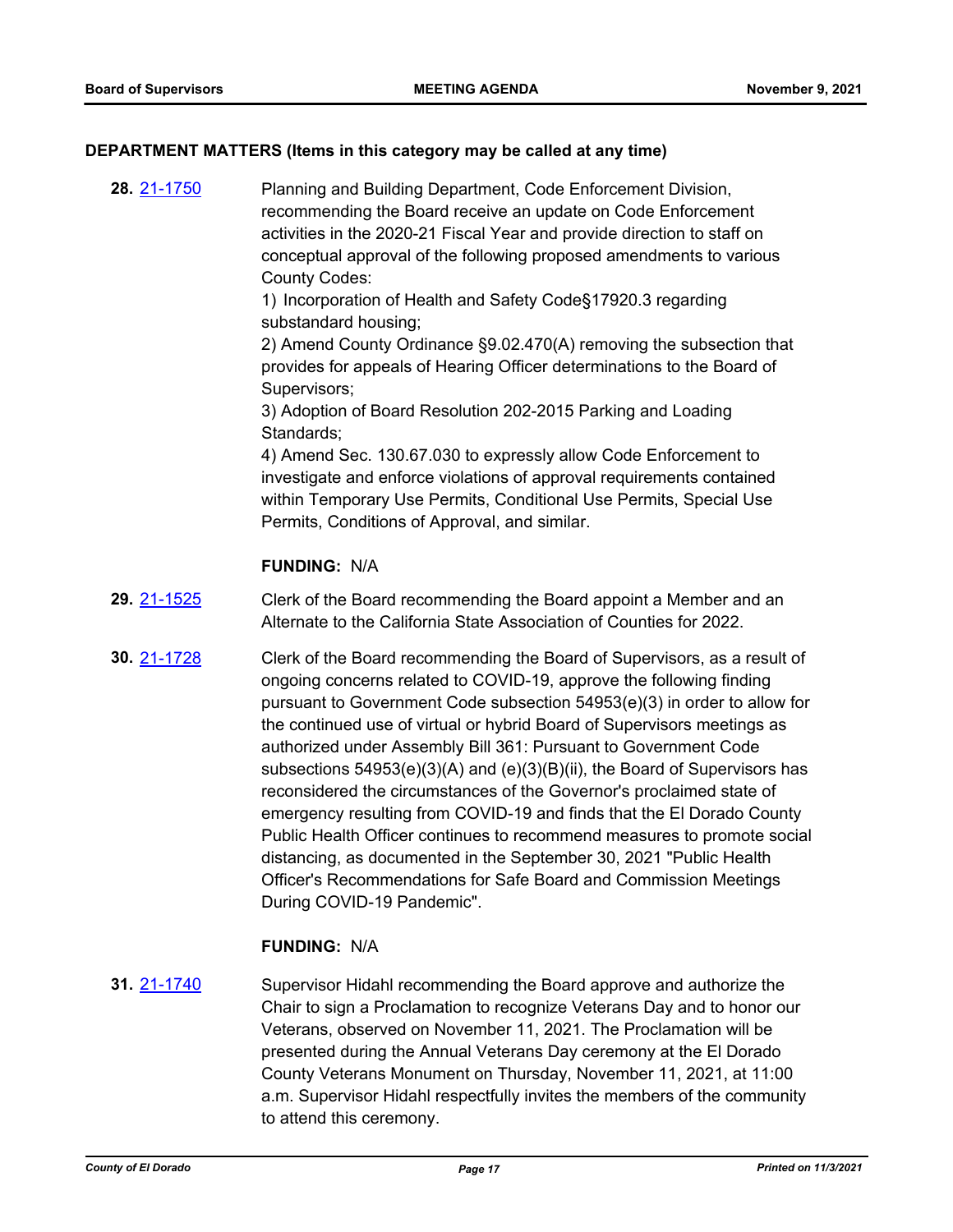## DEPARTMENT MATTERS (Items in this category may be called at any time)

**28.** [21-1750](21-1750) Planning and Building Department, Code Enforcement Division, recommending the Board receive an update on Code Enforcement activities in the 2020-21 Fiscal Year and provide direction to staff on conceptual approval of the following proposed amendments to various County Codes:

1) Incorporation of Health and Safety Code§17920.3 regarding substandard housing;
2) Amend County Ordinance §9.02.470(A) removing the subsection that provides for appeals of Hearing Officer determinations to the Board of Supervisors;
3) Adoption of Board Resolution 202-2015 Parking and Loading Standards;
4) Amend Sec. 130.67.030 to expressly allow Code Enforcement to investigate and enforce violations of approval requirements contained within Temporary Use Permits, Conditional Use Permits, Special Use Permits, Conditions of Approval, and similar.

**FUNDING:** N/A

**29.** [21-1525](21-1525) Clerk of the Board recommending the Board appoint a Member and an Alternate to the California State Association of Counties for 2022.

**30.** [21-1728](21-1728) Clerk of the Board recommending the Board of Supervisors, as a result of ongoing concerns related to COVID-19, approve the following finding pursuant to Government Code subsection 54953(e)(3) in order to allow for the continued use of virtual or hybrid Board of Supervisors meetings as authorized under Assembly Bill 361: Pursuant to Government Code subsections 54953(e)(3)(A) and (e)(3)(B)(ii), the Board of Supervisors has reconsidered the circumstances of the Governor's proclaimed state of emergency resulting from COVID-19 and finds that the El Dorado County Public Health Officer continues to recommend measures to promote social distancing, as documented in the September 30, 2021 "Public Health Officer's Recommendations for Safe Board and Commission Meetings During COVID-19 Pandemic".

**FUNDING:** N/A

**31.** [21-1740](21-1740) Supervisor Hidahl recommending the Board approve and authorize the Chair to sign a Proclamation to recognize Veterans Day and to honor our Veterans, observed on November 11, 2021. The Proclamation will be presented during the Annual Veterans Day ceremony at the El Dorado County Veterans Monument on Thursday, November 11, 2021, at 11:00 a.m. Supervisor Hidahl respectfully invites the members of the community to attend this ceremony.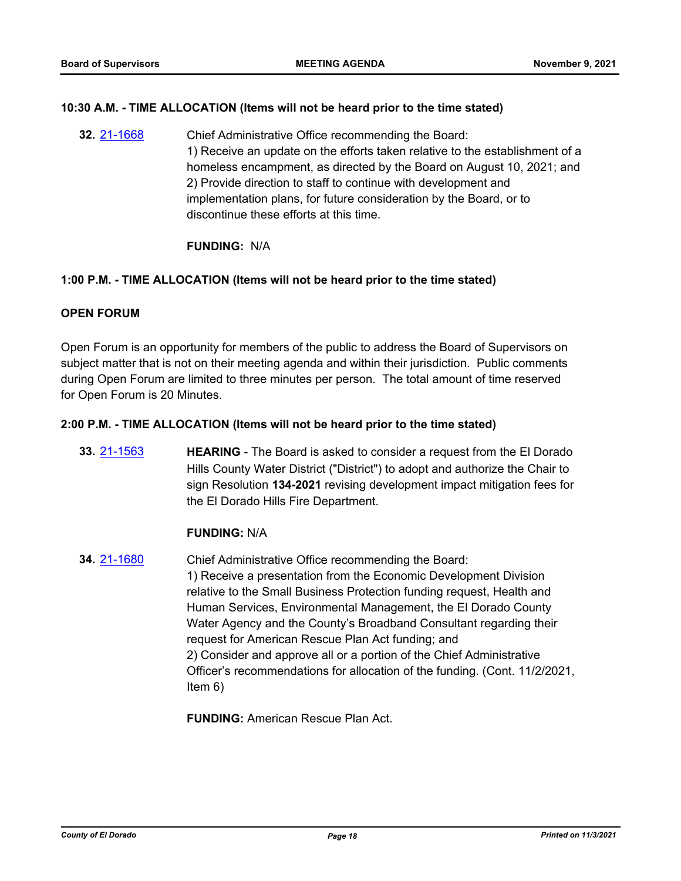**10:30 A.M. - TIME ALLOCATION (Items will not be heard prior to the time stated)**

**32.** 21-1668

Chief Administrative Office recommending the Board:
1) Receive an update on the efforts taken relative to the establishment of a homeless encampment, as directed by the Board on August 10, 2021; and
2) Provide direction to staff to continue with development and implementation plans, for future consideration by the Board, or to discontinue these efforts at this time.

**FUNDING:** N/A

**1:00 P.M. - TIME ALLOCATION (Items will not be heard prior to the time stated)**

**OPEN FORUM**

Open Forum is an opportunity for members of the public to address the Board of Supervisors on subject matter that is not on their meeting agenda and within their jurisdiction. Public comments during Open Forum are limited to three minutes per person. The total amount of time reserved for Open Forum is 20 Minutes.

**2:00 P.M. - TIME ALLOCATION (Items will not be heard prior to the time stated)**

**33.** 21-1563

**HEARING** - The Board is asked to consider a request from the El Dorado Hills County Water District ("District") to adopt and authorize the Chair to sign Resolution **134-2021** revising development impact mitigation fees for the El Dorado Hills Fire Department.

**FUNDING:** N/A

**34.** 21-1680

Chief Administrative Office recommending the Board:
1) Receive a presentation from the Economic Development Division relative to the Small Business Protection funding request, Health and Human Services, Environmental Management, the El Dorado County Water Agency and the County's Broadband Consultant regarding their request for American Rescue Plan Act funding; and
2) Consider and approve all or a portion of the Chief Administrative Officer's recommendations for allocation of the funding. (Cont. 11/2/2021, Item 6)

**FUNDING:** American Rescue Plan Act.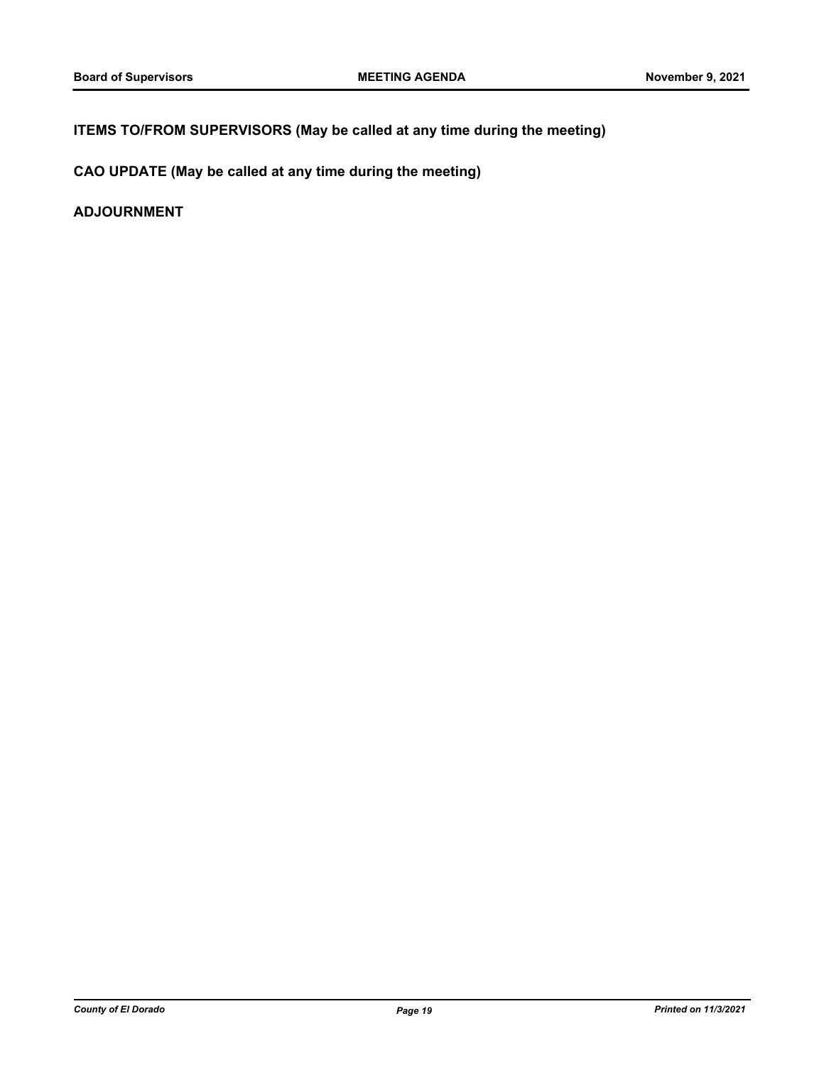**ITEMS TO/FROM SUPERVISORS (May be called at any time during the meeting)**

**CAO UPDATE (May be called at any time during the meeting)**

**ADJOURNMENT**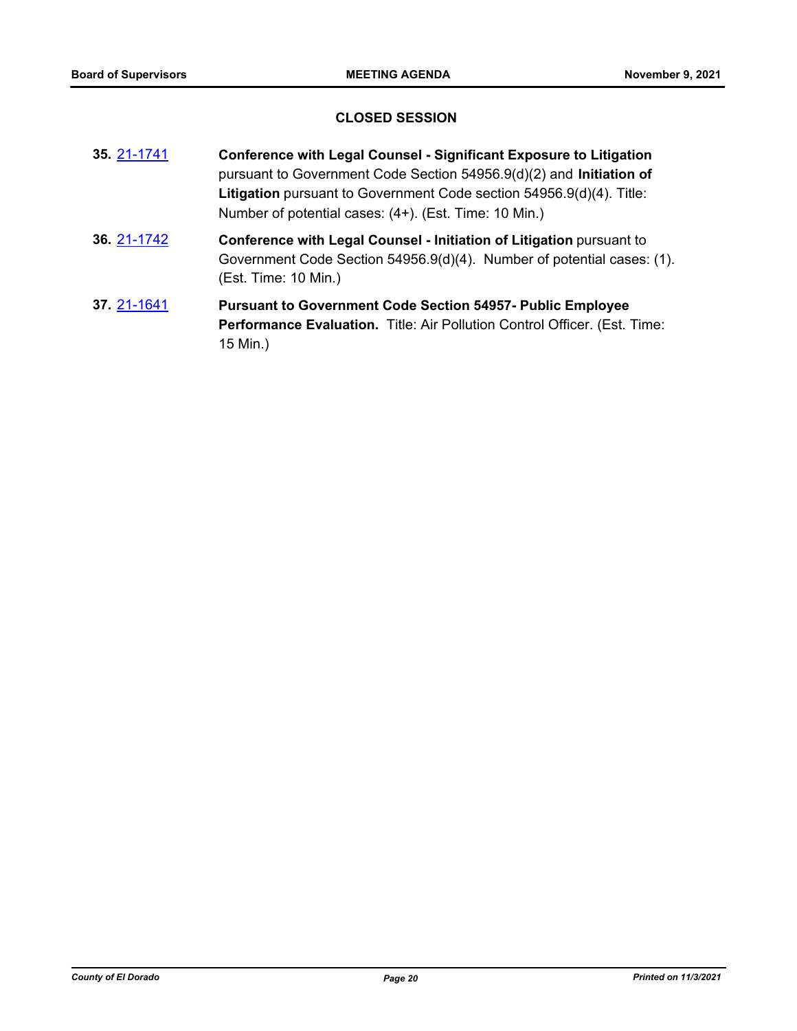## CLOSED SESSION

**35.** 21-1741 **Conference with Legal Counsel - Significant Exposure to Litigation** pursuant to Government Code Section 54956.9(d)(2) and **Initiation of Litigation** pursuant to Government Code section 54956.9(d)(4). Title: Number of potential cases: (4+). (Est. Time: 10 Min.)

**36.** 21-1742 **Conference with Legal Counsel - Initiation of Litigation** pursuant to Government Code Section 54956.9(d)(4). Number of potential cases: (1). (Est. Time: 10 Min.)

**37.** 21-1641 **Pursuant to Government Code Section 54957- Public Employee Performance Evaluation.** Title: Air Pollution Control Officer. (Est. Time: 15 Min.)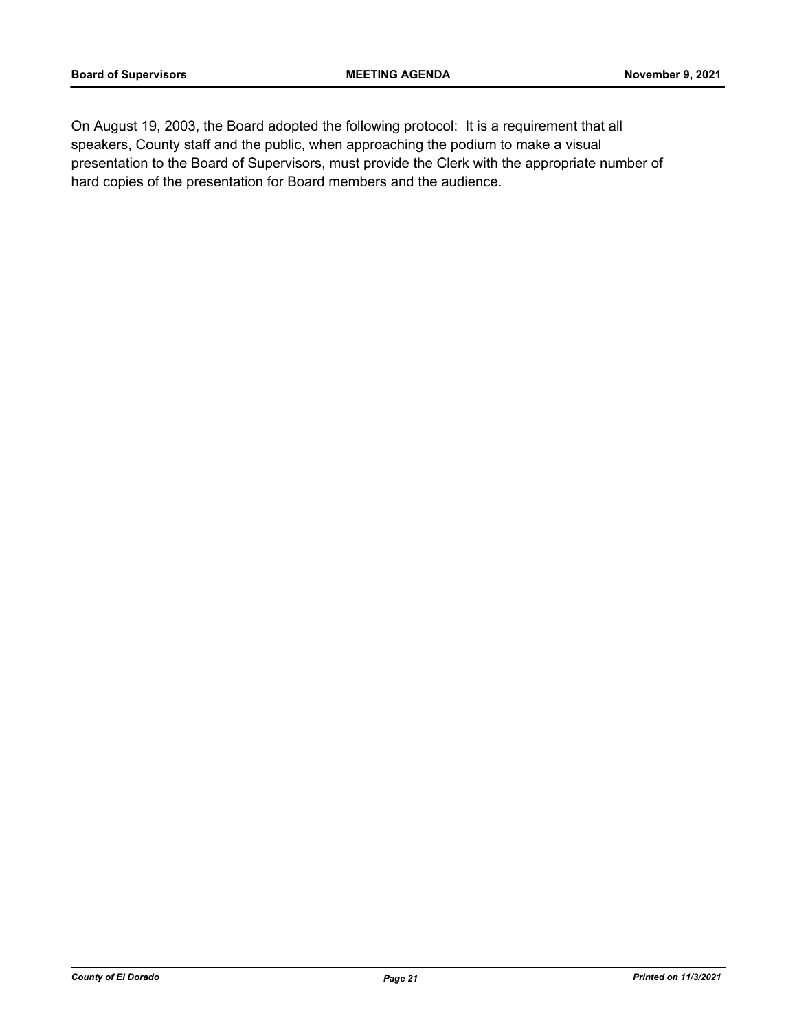On August 19, 2003, the Board adopted the following protocol: It is a requirement that all speakers, County staff and the public, when approaching the podium to make a visual presentation to the Board of Supervisors, must provide the Clerk with the appropriate number of hard copies of the presentation for Board members and the audience.